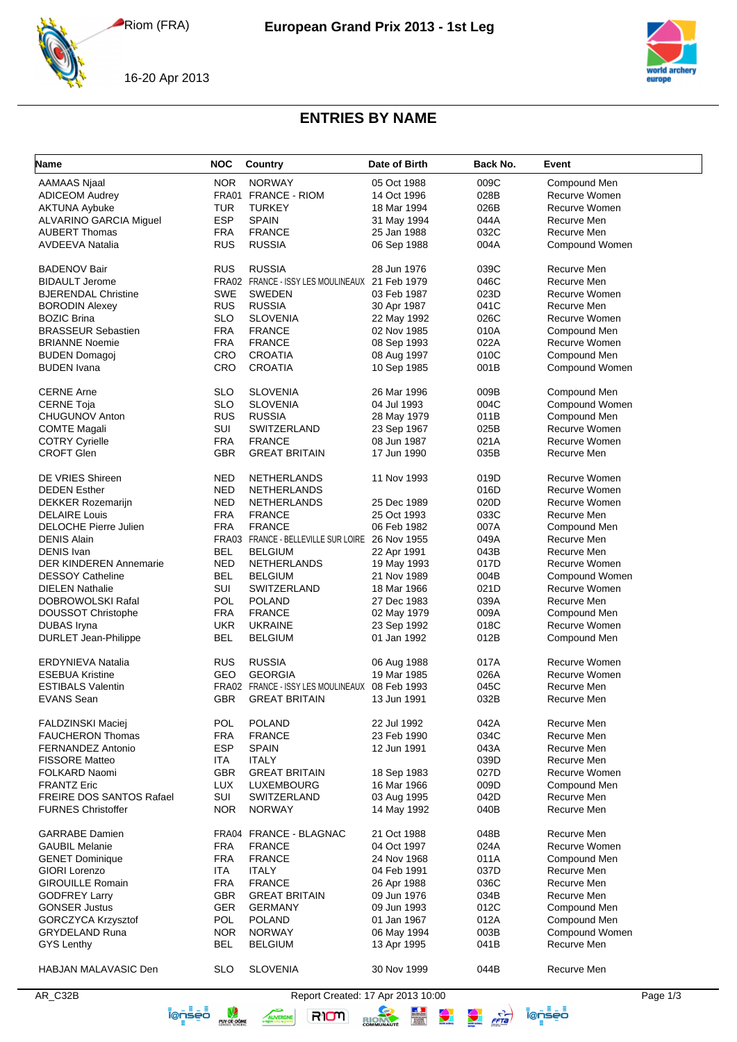# European Grand Prix 2013 - 1st Leg

Riom (FRA)

16-20 Apr 2013

## ENTRIES BY NAME

| Name | NOC | Country | Date of Birth | Back No. | Event |
|---|---|---|---|---|---|
| AAMAAS Njaal | NOR | NORWAY | 05 Oct 1988 | 009C | Compound Men |
| ADICEOM Audrey | FRA01 | FRANCE - RIOM | 14 Oct 1996 | 028B | Recurve Women |
| AKTUNA Aybuke | TUR | TURKEY | 18 Mar 1994 | 026B | Recurve Women |
| ALVARINO GARCIA Miguel | ESP | SPAIN | 31 May 1994 | 044A | Recurve Men |
| AUBERT Thomas | FRA | FRANCE | 25 Jan 1988 | 032C | Recurve Men |
| AVDEEVA Natalia | RUS | RUSSIA | 06 Sep 1988 | 004A | Compound Women |
| BADENOV Bair | RUS | RUSSIA | 28 Jun 1976 | 039C | Recurve Men |
| BIDAULT Jerome | FRA02 | FRANCE - ISSY LES MOULINEAUX | 21 Feb 1979 | 046C | Recurve Men |
| BJERENDAL Christine | SWE | SWEDEN | 03 Feb 1987 | 023D | Recurve Women |
| BORODIN Alexey | RUS | RUSSIA | 30 Apr 1987 | 041C | Recurve Men |
| BOZIC Brina | SLO | SLOVENIA | 22 May 1992 | 026C | Recurve Women |
| BRASSEUR Sebastien | FRA | FRANCE | 02 Nov 1985 | 010A | Compound Men |
| BRIANNE Noemie | FRA | FRANCE | 08 Sep 1993 | 022A | Recurve Women |
| BUDEN Domagoj | CRO | CROATIA | 08 Aug 1997 | 010C | Compound Men |
| BUDEN Ivana | CRO | CROATIA | 10 Sep 1985 | 001B | Compound Women |
| CERNE Arne | SLO | SLOVENIA | 26 Mar 1996 | 009B | Compound Men |
| CERNE Toja | SLO | SLOVENIA | 04 Jul 1993 | 004C | Compound Women |
| CHUGUNOV Anton | RUS | RUSSIA | 28 May 1979 | 011B | Compound Men |
| COMTE Magali | SUI | SWITZERLAND | 23 Sep 1967 | 025B | Recurve Women |
| COTRY Cyrielle | FRA | FRANCE | 08 Jun 1987 | 021A | Recurve Women |
| CROFT Glen | GBR | GREAT BRITAIN | 17 Jun 1990 | 035B | Recurve Men |
| DE VRIES Shireen | NED | NETHERLANDS | 11 Nov 1993 | 019D | Recurve Women |
| DEDEN Esther | NED | NETHERLANDS | | 016D | Recurve Women |
| DEKKER Rozemarijn | NED | NETHERLANDS | 25 Dec 1989 | 020D | Recurve Women |
| DELAIRE Louis | FRA | FRANCE | 25 Oct 1993 | 033C | Recurve Men |
| DELOCHE Pierre Julien | FRA | FRANCE | 06 Feb 1982 | 007A | Compound Men |
| DENIS Alain | FRA03 | FRANCE - BELLEVILLE SUR LOIRE | 26 Nov 1955 | 049A | Recurve Men |
| DENIS Ivan | BEL | BELGIUM | 22 Apr 1991 | 043B | Recurve Men |
| DER KINDEREN Annemarie | NED | NETHERLANDS | 19 May 1993 | 017D | Recurve Women |
| DESSOY Catheline | BEL | BELGIUM | 21 Nov 1989 | 004B | Compound Women |
| DIELEN Nathalie | SUI | SWITZERLAND | 18 Mar 1966 | 021D | Recurve Women |
| DOBROWOLSKI Rafal | POL | POLAND | 27 Dec 1983 | 039A | Recurve Men |
| DOUSSOT Christophe | FRA | FRANCE | 02 May 1979 | 009A | Compound Men |
| DUBAS Iryna | UKR | UKRAINE | 23 Sep 1992 | 018C | Recurve Women |
| DURLET Jean-Philippe | BEL | BELGIUM | 01 Jan 1992 | 012B | Compound Men |
| ERDYNIEVA Natalia | RUS | RUSSIA | 06 Aug 1988 | 017A | Recurve Women |
| ESEBUA Kristine | GEO | GEORGIA | 19 Mar 1985 | 026A | Recurve Women |
| ESTIBALS Valentin | FRA02 | FRANCE - ISSY LES MOULINEAUX | 08 Feb 1993 | 045C | Recurve Men |
| EVANS Sean | GBR | GREAT BRITAIN | 13 Jun 1991 | 032B | Recurve Men |
| FALDZINSKI Maciej | POL | POLAND | 22 Jul 1992 | 042A | Recurve Men |
| FAUCHERON Thomas | FRA | FRANCE | 23 Feb 1990 | 034C | Recurve Men |
| FERNANDEZ Antonio | ESP | SPAIN | 12 Jun 1991 | 043A | Recurve Men |
| FISSORE Matteo | ITA | ITALY | | 039D | Recurve Men |
| FOLKARD Naomi | GBR | GREAT BRITAIN | 18 Sep 1983 | 027D | Recurve Women |
| FRANTZ Eric | LUX | LUXEMBOURG | 16 Mar 1966 | 009D | Compound Men |
| FREIRE DOS SANTOS Rafael | SUI | SWITZERLAND | 03 Aug 1995 | 042D | Recurve Men |
| FURNES Christoffer | NOR | NORWAY | 14 May 1992 | 040B | Recurve Men |
| GARRABE Damien | FRA04 | FRANCE - BLAGNAC | 21 Oct 1988 | 048B | Recurve Men |
| GAUBIL Melanie | FRA | FRANCE | 04 Oct 1997 | 024A | Recurve Women |
| GENET Dominique | FRA | FRANCE | 24 Nov 1968 | 011A | Compound Men |
| GIORI Lorenzo | ITA | ITALY | 04 Feb 1991 | 037D | Recurve Men |
| GIROUILLE Romain | FRA | FRANCE | 26 Apr 1988 | 036C | Recurve Men |
| GODFREY Larry | GBR | GREAT BRITAIN | 09 Jun 1976 | 034B | Recurve Men |
| GONSER Justus | GER | GERMANY | 09 Jun 1993 | 012C | Compound Men |
| GORCZYCA Krzysztof | POL | POLAND | 01 Jan 1967 | 012A | Compound Men |
| GRYDELAND Runa | NOR | NORWAY | 06 May 1994 | 003B | Compound Women |
| GYS Lenthy | BEL | BELGIUM | 13 Apr 1995 | 041B | Recurve Men |
| HABJAN MALAVASIC Den | SLO | SLOVENIA | 30 Nov 1999 | 044B | Recurve Men |

AR_C32B — Report Created: 17 Apr 2013 10:00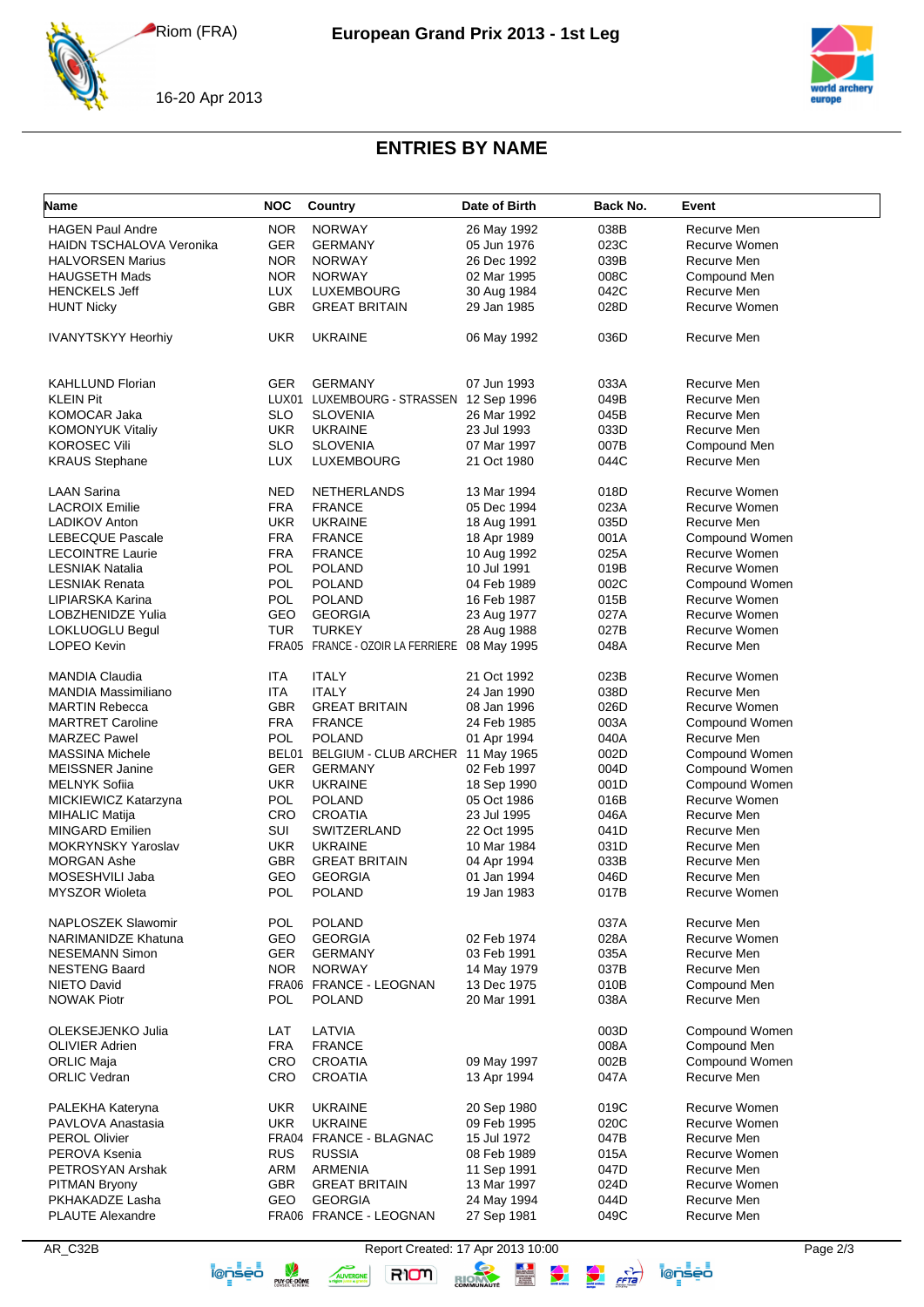# European Grand Prix 2013 - 1st Leg

Riom (FRA)

16-20 Apr 2013

## ENTRIES BY NAME

| Name | NOC | Country | Date of Birth | Back No. | Event |
|---|---|---|---|---|---|
| HAGEN Paul Andre | NOR | NORWAY | 26 May 1992 | 038B | Recurve Men |
| HAIDN TSCHALOVA Veronika | GER | GERMANY | 05 Jun 1976 | 023C | Recurve Women |
| HALVORSEN Marius | NOR | NORWAY | 26 Dec 1992 | 039B | Recurve Men |
| HAUGSETH Mads | NOR | NORWAY | 02 Mar 1995 | 008C | Compound Men |
| HENCKELS Jeff | LUX | LUXEMBOURG | 30 Aug 1984 | 042C | Recurve Men |
| HUNT Nicky | GBR | GREAT BRITAIN | 29 Jan 1985 | 028D | Recurve Women |
| IVANYTSKYY Heorhiy | UKR | UKRAINE | 06 May 1992 | 036D | Recurve Men |
| KAHLLUND Florian | GER | GERMANY | 07 Jun 1993 | 033A | Recurve Men |
| KLEIN Pit | LUX01 | LUXEMBOURG - STRASSEN | 12 Sep 1996 | 049B | Recurve Men |
| KOMOCAR Jaka | SLO | SLOVENIA | 26 Mar 1992 | 045B | Recurve Men |
| KOMONYUK Vitaliy | UKR | UKRAINE | 23 Jul 1993 | 033D | Recurve Men |
| KOROSEC Vili | SLO | SLOVENIA | 07 Mar 1997 | 007B | Compound Men |
| KRAUS Stephane | LUX | LUXEMBOURG | 21 Oct 1980 | 044C | Recurve Men |
| LAAN Sarina | NED | NETHERLANDS | 13 Mar 1994 | 018D | Recurve Women |
| LACROIX Emilie | FRA | FRANCE | 05 Dec 1994 | 023A | Recurve Women |
| LADIKOV Anton | UKR | UKRAINE | 18 Aug 1991 | 035D | Recurve Men |
| LEBECQUE Pascale | FRA | FRANCE | 18 Apr 1989 | 001A | Compound Women |
| LECOINTRE Laurie | FRA | FRANCE | 10 Aug 1992 | 025A | Recurve Women |
| LESNIAK Natalia | POL | POLAND | 10 Jul 1991 | 019B | Recurve Women |
| LESNIAK Renata | POL | POLAND | 04 Feb 1989 | 002C | Compound Women |
| LIPIARSKA Karina | POL | POLAND | 16 Feb 1987 | 015B | Recurve Women |
| LOBZHENIDZE Yulia | GEO | GEORGIA | 23 Aug 1977 | 027A | Recurve Women |
| LOKLUOGLU Begul | TUR | TURKEY | 28 Aug 1988 | 027B | Recurve Women |
| LOPEO Kevin | FRA05 | FRANCE - OZOIR LA FERRIERE | 08 May 1995 | 048A | Recurve Men |
| MANDIA Claudia | ITA | ITALY | 21 Oct 1992 | 023B | Recurve Women |
| MANDIA Massimiliano | ITA | ITALY | 24 Jan 1990 | 038D | Recurve Men |
| MARTIN Rebecca | GBR | GREAT BRITAIN | 08 Jan 1996 | 026D | Recurve Women |
| MARTRET Caroline | FRA | FRANCE | 24 Feb 1985 | 003A | Compound Women |
| MARZEC Pawel | POL | POLAND | 01 Apr 1994 | 040A | Recurve Men |
| MASSINA Michele | BEL01 | BELGIUM - CLUB ARCHER | 11 May 1965 | 002D | Compound Women |
| MEISSNER Janine | GER | GERMANY | 02 Feb 1997 | 004D | Compound Women |
| MELNYK Sofiia | UKR | UKRAINE | 18 Sep 1990 | 001D | Compound Women |
| MICKIEWICZ Katarzyna | POL | POLAND | 05 Oct 1986 | 016B | Recurve Women |
| MIHALIC Matija | CRO | CROATIA | 23 Jul 1995 | 046A | Recurve Men |
| MINGARD Emilien | SUI | SWITZERLAND | 22 Oct 1995 | 041D | Recurve Men |
| MOKRYNSKY Yaroslav | UKR | UKRAINE | 10 Mar 1984 | 031D | Recurve Men |
| MORGAN Ashe | GBR | GREAT BRITAIN | 04 Apr 1994 | 033B | Recurve Men |
| MOSESHVILI Jaba | GEO | GEORGIA | 01 Jan 1994 | 046D | Recurve Men |
| MYSZOR Wioleta | POL | POLAND | 19 Jan 1983 | 017B | Recurve Women |
| NAPLOSZEK Slawomir | POL | POLAND | | 037A | Recurve Men |
| NARIMANIDZE Khatuna | GEO | GEORGIA | 02 Feb 1974 | 028A | Recurve Women |
| NESEMANN Simon | GER | GERMANY | 03 Feb 1991 | 035A | Recurve Men |
| NESTENG Baard | NOR | NORWAY | 14 May 1979 | 037B | Recurve Men |
| NIETO David | FRA06 | FRANCE - LEOGNAN | 13 Dec 1975 | 010B | Compound Men |
| NOWAK Piotr | POL | POLAND | 20 Mar 1991 | 038A | Recurve Men |
| OLEKSEJENKO Julia | LAT | LATVIA | | 003D | Compound Women |
| OLIVIER Adrien | FRA | FRANCE | | 008A | Compound Men |
| ORLIC Maja | CRO | CROATIA | 09 May 1997 | 002B | Compound Women |
| ORLIC Vedran | CRO | CROATIA | 13 Apr 1994 | 047A | Recurve Men |
| PALEKHA Kateryna | UKR | UKRAINE | 20 Sep 1980 | 019C | Recurve Women |
| PAVLOVA Anastasia | UKR | UKRAINE | 09 Feb 1995 | 020C | Recurve Women |
| PEROL Olivier | FRA04 | FRANCE - BLAGNAC | 15 Jul 1972 | 047B | Recurve Men |
| PEROVA Ksenia | RUS | RUSSIA | 08 Feb 1989 | 015A | Recurve Women |
| PETROSYAN Arshak | ARM | ARMENIA | 11 Sep 1991 | 047D | Recurve Men |
| PITMAN Bryony | GBR | GREAT BRITAIN | 13 Mar 1997 | 024D | Recurve Women |
| PKHAKADZE Lasha | GEO | GEORGIA | 24 May 1994 | 044D | Recurve Men |
| PLAUTE Alexandre | FRA06 | FRANCE - LEOGNAN | 27 Sep 1981 | 049C | Recurve Men |

AR_C32B Report Created: 17 Apr 2013 10:00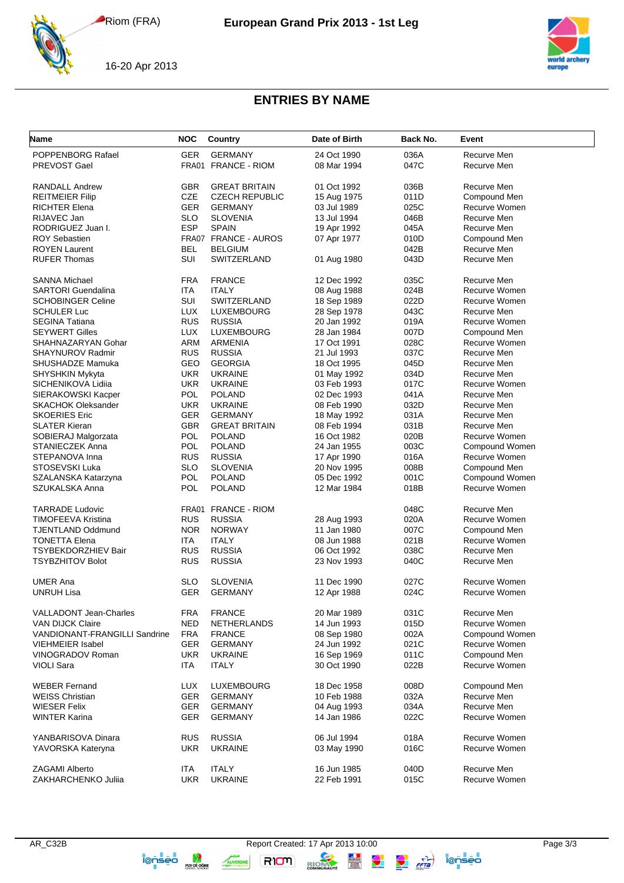Riom (FRA)

# European Grand Prix 2013 - 1st Leg

16-20 Apr 2013

## ENTRIES BY NAME

| Name | NOC | Country | Date of Birth | Back No. | Event |
|---|---|---|---|---|---|
| POPPENBORG Rafael | GER | GERMANY | 24 Oct 1990 | 036A | Recurve Men |
| PREVOST Gael | FRA01 | FRANCE - RIOM | 08 Mar 1994 | 047C | Recurve Men |
| RANDALL Andrew | GBR | GREAT BRITAIN | 01 Oct 1992 | 036B | Recurve Men |
| REITMEIER Filip | CZE | CZECH REPUBLIC | 15 Aug 1975 | 011D | Compound Men |
| RICHTER Elena | GER | GERMANY | 03 Jul 1989 | 025C | Recurve Women |
| RIJAVEC Jan | SLO | SLOVENIA | 13 Jul 1994 | 046B | Recurve Men |
| RODRIGUEZ Juan I. | ESP | SPAIN | 19 Apr 1992 | 045A | Recurve Men |
| ROY Sebastien | FRA07 | FRANCE - AUROS | 07 Apr 1977 | 010D | Compound Men |
| ROYEN Laurent | BEL | BELGIUM | | 042B | Recurve Men |
| RUFER Thomas | SUI | SWITZERLAND | 01 Aug 1980 | 043D | Recurve Men |
| SANNA Michael | FRA | FRANCE | 12 Dec 1992 | 035C | Recurve Men |
| SARTORI Guendalina | ITA | ITALY | 08 Aug 1988 | 024B | Recurve Women |
| SCHOBINGER Celine | SUI | SWITZERLAND | 18 Sep 1989 | 022D | Recurve Women |
| SCHULER Luc | LUX | LUXEMBOURG | 28 Sep 1978 | 043C | Recurve Men |
| SEGINA Tatiana | RUS | RUSSIA | 20 Jan 1992 | 019A | Recurve Women |
| SEYWERT Gilles | LUX | LUXEMBOURG | 28 Jan 1984 | 007D | Compound Men |
| SHAHNAZARYAN Gohar | ARM | ARMENIA | 17 Oct 1991 | 028C | Recurve Women |
| SHAYNUROV Radmir | RUS | RUSSIA | 21 Jul 1993 | 037C | Recurve Men |
| SHUSHADZE Mamuka | GEO | GEORGIA | 18 Oct 1995 | 045D | Recurve Men |
| SHYSHKIN Mykyta | UKR | UKRAINE | 01 May 1992 | 034D | Recurve Men |
| SICHENIKOVA Lidiia | UKR | UKRAINE | 03 Feb 1993 | 017C | Recurve Women |
| SIERAKOWSKI Kacper | POL | POLAND | 02 Dec 1993 | 041A | Recurve Men |
| SKACHOK Oleksander | UKR | UKRAINE | 08 Feb 1990 | 032D | Recurve Men |
| SKOERIES Eric | GER | GERMANY | 18 May 1992 | 031A | Recurve Men |
| SLATER Kieran | GBR | GREAT BRITAIN | 08 Feb 1994 | 031B | Recurve Men |
| SOBIERAJ Malgorzata | POL | POLAND | 16 Oct 1982 | 020B | Recurve Women |
| STANIECZEK Anna | POL | POLAND | 24 Jun 1955 | 003C | Compound Women |
| STEPANOVA Inna | RUS | RUSSIA | 17 Apr 1990 | 016A | Recurve Women |
| STOSEVSKI Luka | SLO | SLOVENIA | 20 Nov 1995 | 008B | Compound Men |
| SZALANSKA Katarzyna | POL | POLAND | 05 Dec 1992 | 001C | Compound Women |
| SZUKALSKA Anna | POL | POLAND | 12 Mar 1984 | 018B | Recurve Women |
| TARRADE Ludovic | FRA01 | FRANCE - RIOM | | 048C | Recurve Men |
| TIMOFEEVA Kristina | RUS | RUSSIA | 28 Aug 1993 | 020A | Recurve Women |
| TJENTLAND Oddmund | NOR | NORWAY | 11 Jan 1980 | 007C | Compound Men |
| TONETTA Elena | ITA | ITALY | 08 Jun 1988 | 021B | Recurve Women |
| TSYBEKDORZHIEV Bair | RUS | RUSSIA | 06 Oct 1992 | 038C | Recurve Men |
| TSYBZHITOV Bolot | RUS | RUSSIA | 23 Nov 1993 | 040C | Recurve Men |
| UMER Ana | SLO | SLOVENIA | 11 Dec 1990 | 027C | Recurve Women |
| UNRUH Lisa | GER | GERMANY | 12 Apr 1988 | 024C | Recurve Women |
| VALLADONT Jean-Charles | FRA | FRANCE | 20 Mar 1989 | 031C | Recurve Men |
| VAN DIJCK Claire | NED | NETHERLANDS | 14 Jun 1993 | 015D | Recurve Women |
| VANDIONANT-FRANGILLI Sandrine | FRA | FRANCE | 08 Sep 1980 | 002A | Compound Women |
| VIEHMEIER Isabel | GER | GERMANY | 24 Jun 1992 | 021C | Recurve Women |
| VINOGRADOV Roman | UKR | UKRAINE | 16 Sep 1969 | 011C | Compound Men |
| VIOLI Sara | ITA | ITALY | 30 Oct 1990 | 022B | Recurve Women |
| WEBER Fernand | LUX | LUXEMBOURG | 18 Dec 1958 | 008D | Compound Men |
| WEISS Christian | GER | GERMANY | 10 Feb 1988 | 032A | Recurve Men |
| WIESER Felix | GER | GERMANY | 04 Aug 1993 | 034A | Recurve Men |
| WINTER Karina | GER | GERMANY | 14 Jan 1986 | 022C | Recurve Women |
| YANBARISOVA Dinara | RUS | RUSSIA | 06 Jul 1994 | 018A | Recurve Women |
| YAVORSKA Kateryna | UKR | UKRAINE | 03 May 1990 | 016C | Recurve Women |
| ZAGAMI Alberto | ITA | ITALY | 16 Jun 1985 | 040D | Recurve Men |
| ZAKHARCHENKO Juliia | UKR | UKRAINE | 22 Feb 1991 | 015C | Recurve Women |

AR_C32B    Report Created: 17 Apr 2013 10:00